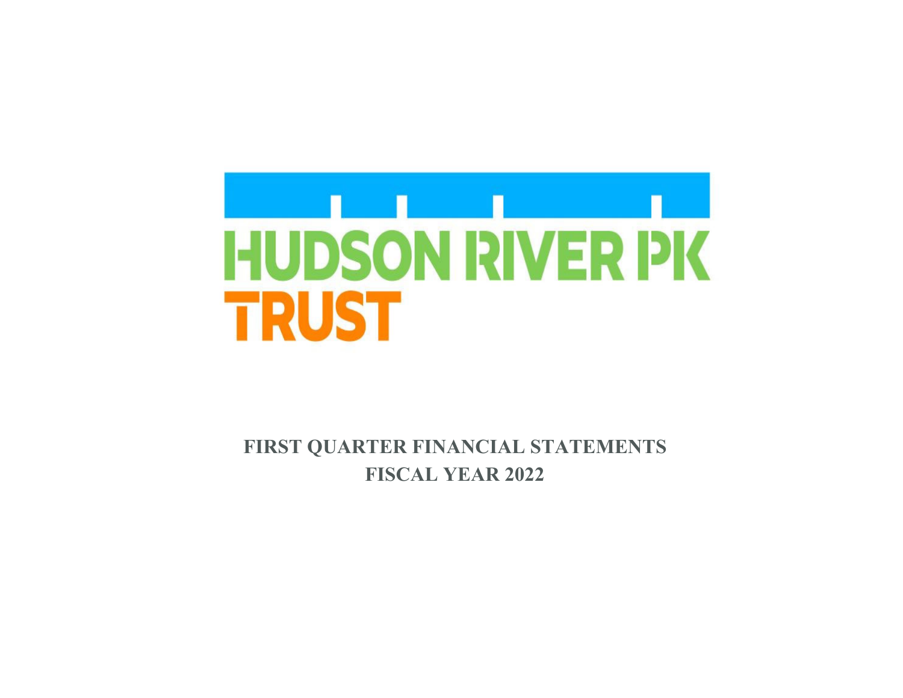HUDSON RIVER PK TRUST

**FIRST QUARTER FINANCIAL STATEMENTS**
**FISCAL YEAR 2022**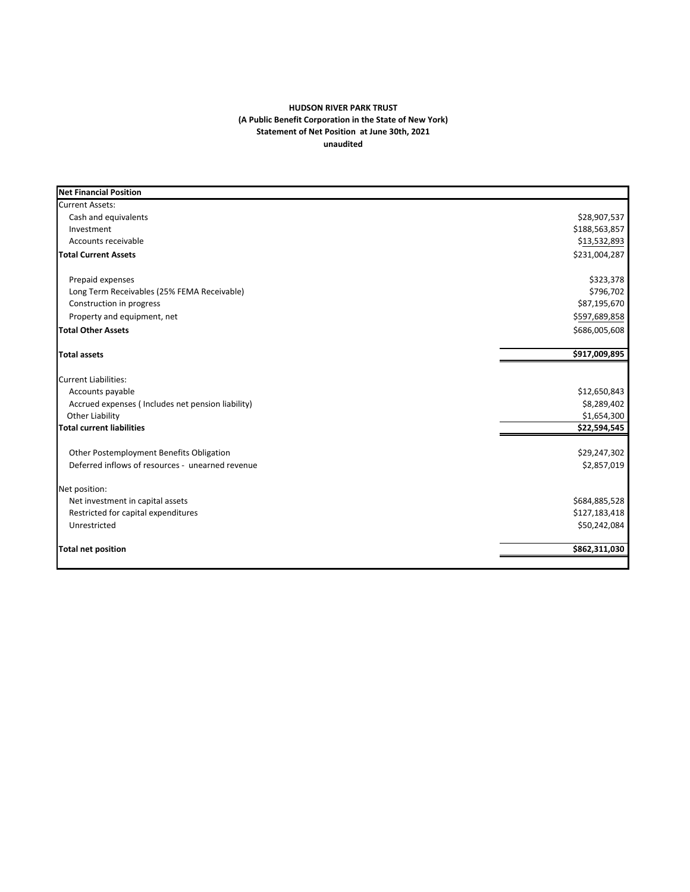**HUDSON RIVER PARK TRUST**
**(A Public Benefit Corporation in the State of New York)**
**Statement of Net Position at June 30th, 2021**
**unaudited**

| **Net Financial Position** | |
|---|---|
| Current Assets: | |
| Cash and equivalents | $28,907,537 |
| Investment | $188,563,857 |
| Accounts receivable | $13,532,893 |
| **Total Current Assets** | $231,004,287 |
| | |
| Prepaid expenses | $323,378 |
| Long Term Receivables (25% FEMA Receivable) | $796,702 |
| Construction in progress | $87,195,670 |
| Property and equipment, net | $597,689,858 |
| **Total Other Assets** | $686,005,608 |
| | |
| **Total assets** | **$917,009,895** |
| | |
| Current Liabilities: | |
| Accounts payable | $12,650,843 |
| Accrued expenses ( Includes net pension liability) | $8,289,402 |
| Other Liability | $1,654,300 |
| **Total current liabilities** | **$22,594,545** |
| | |
| Other Postemployment Benefits Obligation | $29,247,302 |
| Deferred inflows of resources - unearned revenue | $2,857,019 |
| | |
| Net position: | |
| Net investment in capital assets | $684,885,528 |
| Restricted for capital expenditures | $127,183,418 |
| Unrestricted | $50,242,084 |
| | |
| **Total net position** | **$862,311,030** |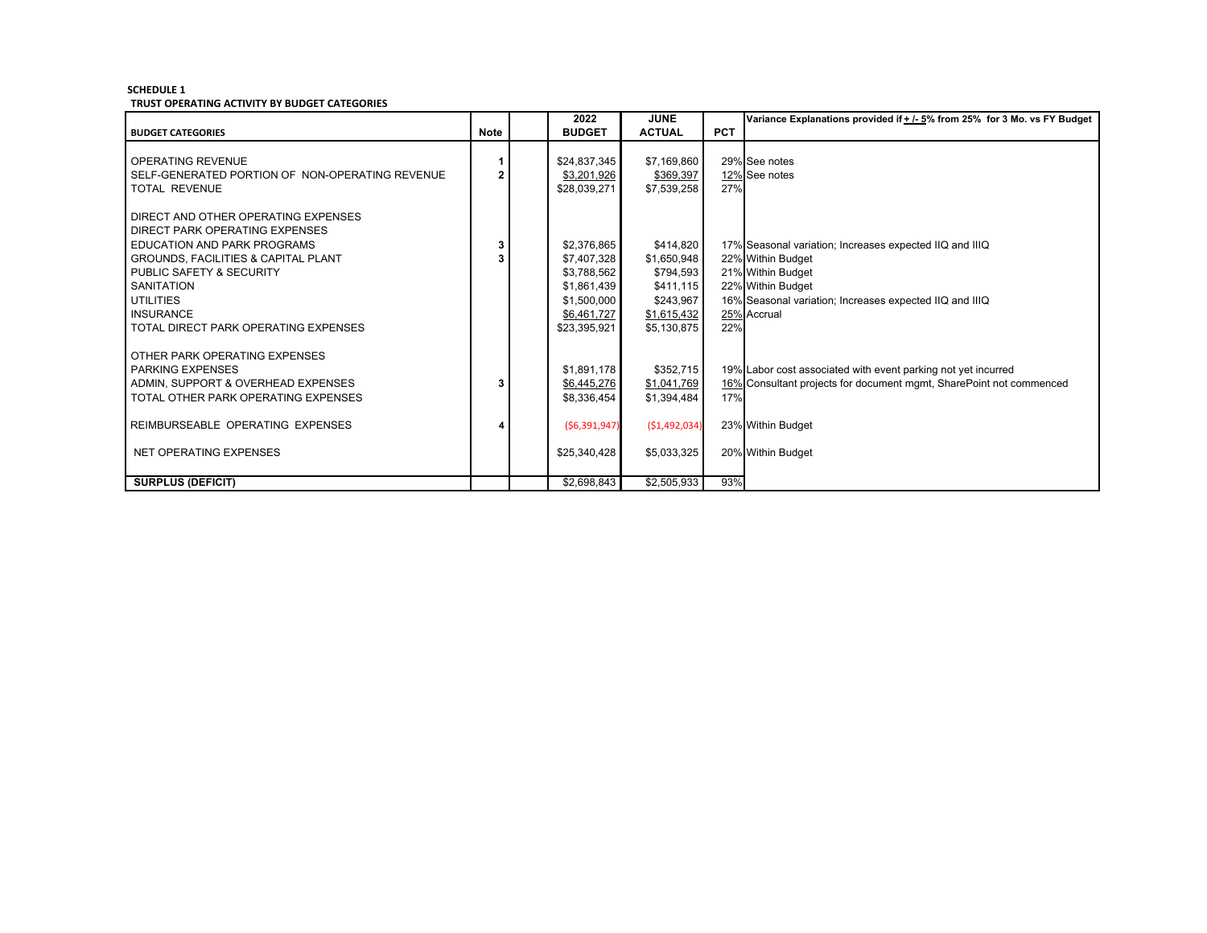**SCHEDULE 1**

**TRUST OPERATING ACTIVITY BY BUDGET CATEGORIES**

| BUDGET CATEGORIES | Note | | 2022 BUDGET | JUNE ACTUAL | PCT | Variance Explanations provided if + /- 5% from 25% for 3 Mo. vs FY Budget |
|---|---|---|---|---|---|---|
| OPERATING REVENUE | 1 | | $24,837,345 | $7,169,860 | 29% | See notes |
| SELF-GENERATED PORTION OF NON-OPERATING REVENUE | 2 | | $3,201,926 | $369,397 | 12% | See notes |
| TOTAL REVENUE | | | $28,039,271 | $7,539,258 | 27% | |
| DIRECT AND OTHER OPERATING EXPENSES | | | | | | |
| DIRECT PARK OPERATING EXPENSES | | | | | | |
| EDUCATION AND PARK PROGRAMS | 3 | | $2,376,865 | $414,820 | 17% | Seasonal variation; Increases expected IIQ and IIIQ |
| GROUNDS, FACILITIES & CAPITAL PLANT | 3 | | $7,407,328 | $1,650,948 | 22% | Within Budget |
| PUBLIC SAFETY & SECURITY | | | $3,788,562 | $794,593 | 21% | Within Budget |
| SANITATION | | | $1,861,439 | $411,115 | 22% | Within Budget |
| UTILITIES | | | $1,500,000 | $243,967 | 16% | Seasonal variation; Increases expected IIQ and IIIQ |
| INSURANCE | | | $6,461,727 | $1,615,432 | 25% | Accrual |
| TOTAL DIRECT PARK OPERATING EXPENSES | | | $23,395,921 | $5,130,875 | 22% | |
| OTHER PARK OPERATING EXPENSES | | | | | | |
| PARKING EXPENSES | | | $1,891,178 | $352,715 | 19% | Labor cost associated with event parking not yet incurred |
| ADMIN, SUPPORT & OVERHEAD EXPENSES | 3 | | $6,445,276 | $1,041,769 | 16% | Consultant projects for document mgmt, SharePoint not commenced |
| TOTAL OTHER PARK OPERATING EXPENSES | | | $8,336,454 | $1,394,484 | 17% | |
| REIMBURSEABLE OPERATING EXPENSES | 4 | | ($6,391,947) | ($1,492,034) | 23% | Within Budget |
| NET OPERATING EXPENSES | | | $25,340,428 | $5,033,325 | 20% | Within Budget |
| **SURPLUS (DEFICIT)** | | | $2,698,843 | $2,505,933 | 93% | |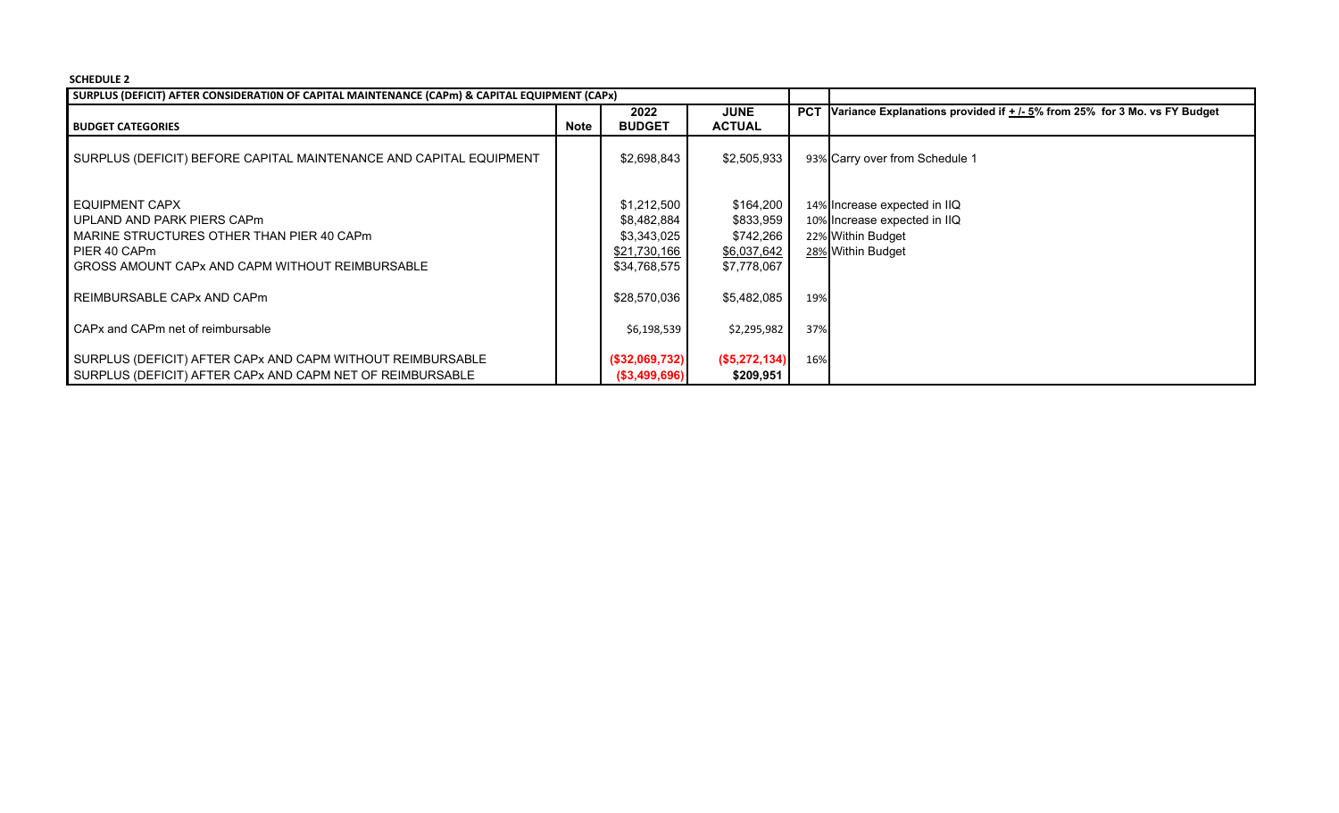**SCHEDULE 2**

| SURPLUS (DEFICIT) AFTER CONSIDERATION OF CAPITAL MAINTENANCE (CAPm) & CAPITAL EQUIPMENT (CAPx) | | | | | |
|---|---|---|---|---|---|
| **BUDGET CATEGORIES** | **Note** | **2022 BUDGET** | **JUNE ACTUAL** | **PCT** | **Variance Explanations provided if + /- 5% from 25% for 3 Mo. vs FY Budget** |
| SURPLUS (DEFICIT) BEFORE CAPITAL MAINTENANCE AND CAPITAL EQUIPMENT | | $2,698,843 | $2,505,933 | 93% | Carry over from Schedule 1 |
| EQUIPMENT CAPX | | $1,212,500 | $164,200 | 14% | Increase expected in IIQ |
| UPLAND AND PARK PIERS CAPm | | $8,482,884 | $833,959 | 10% | Increase expected in IIQ |
| MARINE STRUCTURES OTHER THAN PIER 40 CAPm | | $3,343,025 | $742,266 | 22% | Within Budget |
| PIER 40 CAPm | | $21,730,166 | $6,037,642 | 28% | Within Budget |
| GROSS AMOUNT CAPx AND CAPM WITHOUT REIMBURSABLE | | $34,768,575 | $7,778,067 | | |
| REIMBURSABLE CAPx AND CAPm | | $28,570,036 | $5,482,085 | 19% | |
| CAPx and CAPm net of reimbursable | | $6,198,539 | $2,295,982 | 37% | |
| SURPLUS (DEFICIT) AFTER CAPx AND CAPM WITHOUT REIMBURSABLE | | ($32,069,732) | ($5,272,134) | 16% | |
| SURPLUS (DEFICIT) AFTER CAPx AND CAPM NET OF REIMBURSABLE | | ($3,499,696) | $209,951 | | |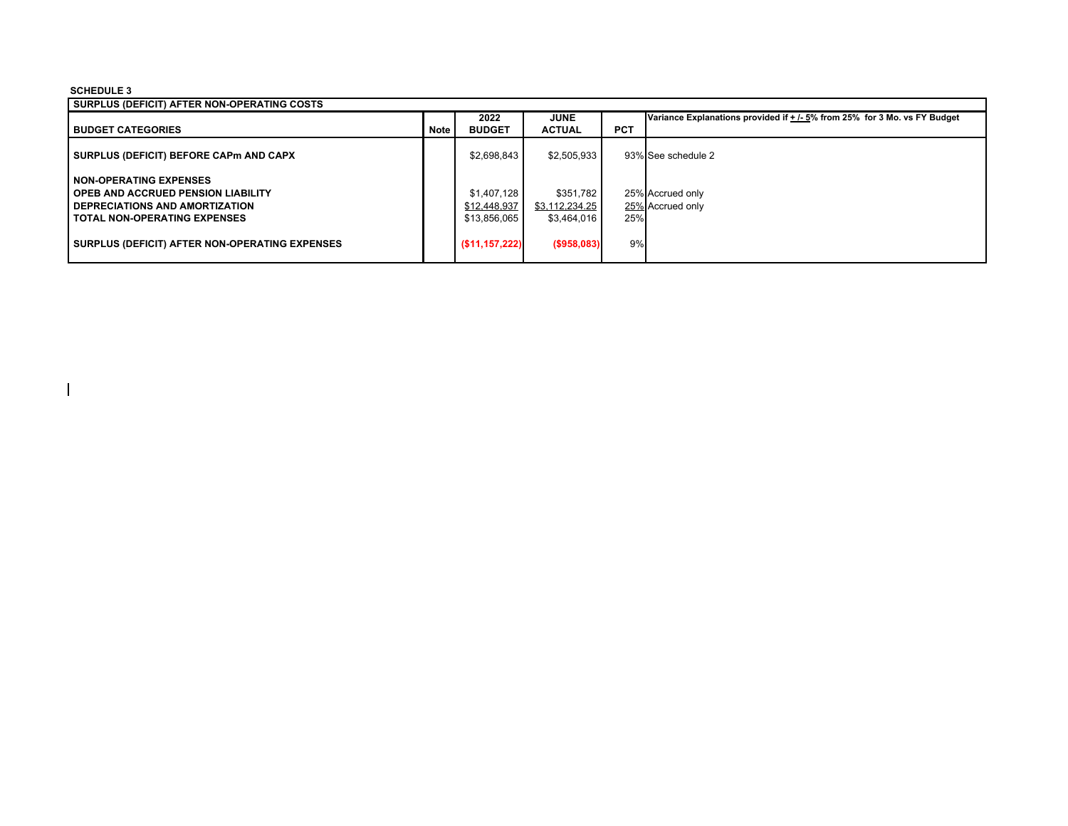**SCHEDULE 3**

| SURPLUS (DEFICIT) AFTER NON-OPERATING COSTS | | | | | |
|---|---|---|---|---|---|
| **BUDGET CATEGORIES** | **Note** | **2022 BUDGET** | **JUNE ACTUAL** | **PCT** | **Variance Explanations provided if + /- 5% from 25% for 3 Mo. vs FY Budget** |
| **SURPLUS (DEFICIT) BEFORE CAPm AND CAPX** | | $2,698,843 | $2,505,933 | 93% | See schedule 2 |
| **NON-OPERATING EXPENSES** | | | | | |
| **OPEB AND ACCRUED PENSION LIABILITY** | | $1,407,128 | $351,782 | 25% | Accrued only |
| **DEPRECIATIONS AND AMORTIZATION** | | $12,448,937 | $3,112,234.25 | 25% | Accrued only |
| **TOTAL NON-OPERATING EXPENSES** | | $13,856,065 | $3,464,016 | 25% | |
| **SURPLUS (DEFICIT) AFTER NON-OPERATING EXPENSES** | | **($11,157,222)** | **($958,083)** | 9% | |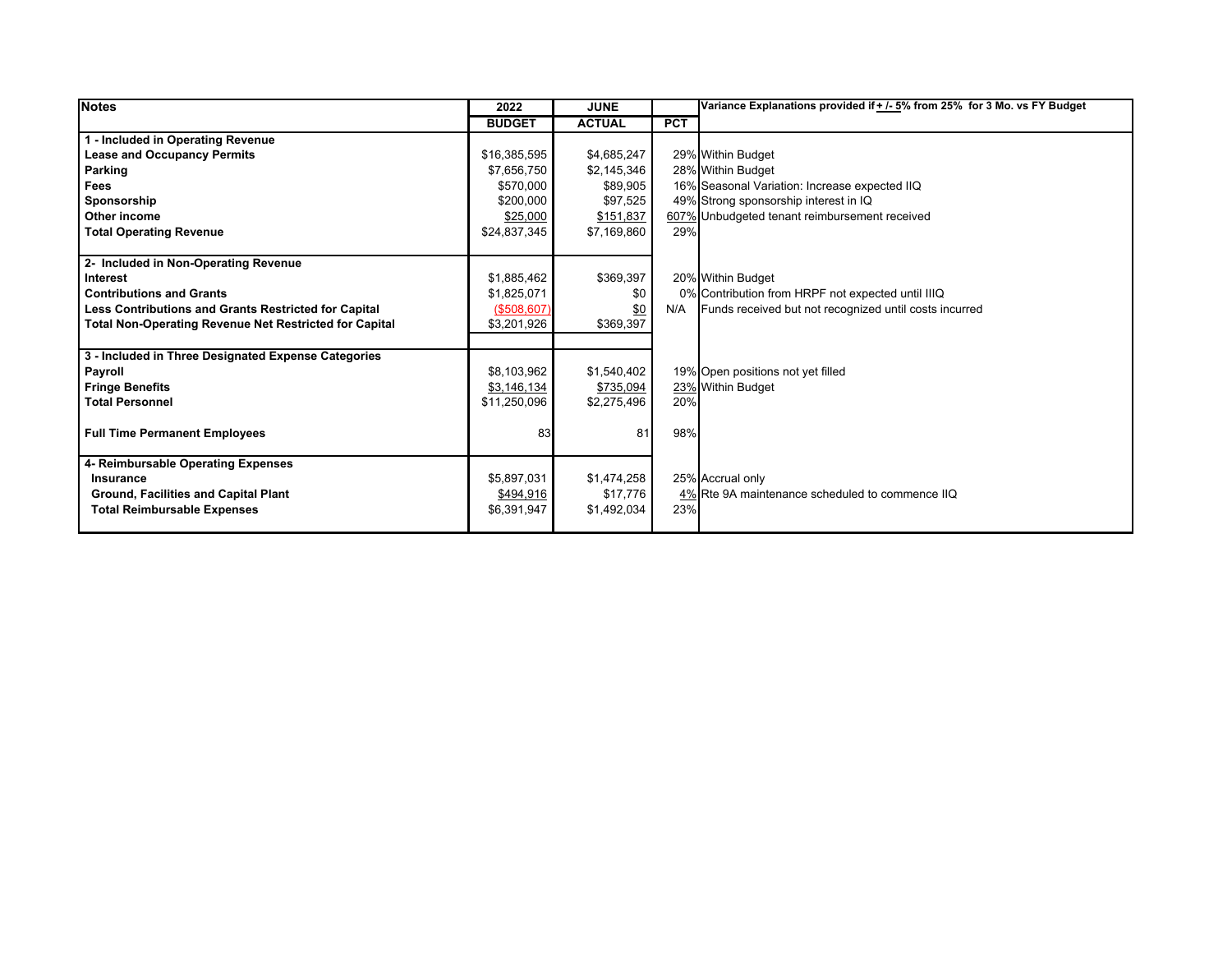| Notes | 2022 BUDGET | JUNE ACTUAL | PCT | Variance Explanations provided if + /- 5% from 25% for 3 Mo. vs FY Budget |
|---|---|---|---|---|
| **1 - Included in Operating Revenue** | | | | |
| **Lease and Occupancy Permits** | $16,385,595 | $4,685,247 | 29% | Within Budget |
| **Parking** | $7,656,750 | $2,145,346 | 28% | Within Budget |
| **Fees** | $570,000 | $89,905 | 16% | Seasonal Variation: Increase expected IIQ |
| **Sponsorship** | $200,000 | $97,525 | 49% | Strong sponsorship interest in IQ |
| **Other income** | $25,000 | $151,837 | 607% | Unbudgeted tenant reimbursement received |
| **Total Operating Revenue** | $24,837,345 | $7,169,860 | 29% | |
| **2- Included in Non-Operating Revenue** | | | | |
| **Interest** | $1,885,462 | $369,397 | 20% | Within Budget |
| **Contributions and Grants** | $1,825,071 | $0 | 0% | Contribution from HRPF not expected until IIIQ |
| **Less Contributions and Grants Restricted for Capital** | ($508,607) | $0 | N/A | Funds received but not recognized until costs incurred |
| **Total Non-Operating Revenue Net Restricted for Capital** | $3,201,926 | $369,397 | | |
| **3 - Included in Three Designated Expense Categories** | | | | |
| **Payroll** | $8,103,962 | $1,540,402 | 19% | Open positions not yet filled |
| **Fringe Benefits** | $3,146,134 | $735,094 | 23% | Within Budget |
| **Total Personnel** | $11,250,096 | $2,275,496 | 20% | |
| **Full Time Permanent Employees** | 83 | 81 | 98% | |
| **4- Reimbursable Operating Expenses** | | | | |
| **Insurance** | $5,897,031 | $1,474,258 | 25% | Accrual only |
| **Ground, Facilities and Capital Plant** | $494,916 | $17,776 | 4% | Rte 9A maintenance scheduled to commence IIQ |
| **Total Reimbursable Expenses** | $6,391,947 | $1,492,034 | 23% | |